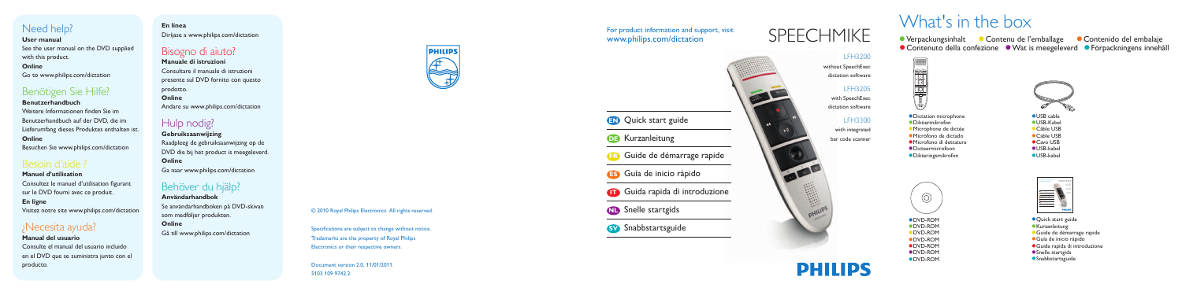## Need help?

**User manual**

See the user manual on the DVD supplied with this product.

**Online**

Go to www.philips.com/dictation

## Benötigen Sie Hilfe?

**Benutzerhandbuch**

Weitere Informationen finden Sie im Benutzerhandbuch auf der DVD, die im Lieferumfang dieses Produktes enthalten ist.

**Online**

Besuchen Sie www.philips.com/dictation

## Besoin d'aide ?

**Manuel d'utilisation**

Consultez le manuel d'utilisation figurant sur le DVD fourni avec ce produit.

**En ligne**

Visitez notre site www.philips.com/dictation

## ¿Necesita ayuda?

**Manual del usuario**

Consulte el manual del usuario incluido en el DVD que se suministra junto con el producto.

**En línea**

Diríjase a www.philips.com/dictation

## Bisogno di aiuto?

**Manuale di istruzioni**

Consultare il manuale di istruzioni presente sul DVD fornito con questo prodotto.

**Online**

Andare su www.philips.com/dictation

## Hulp nodig?

**Gebruiksaanwijzing**

Raadpleeg de gebruiksaanwijzing op de DVD die bij het product is meegeleverd.

**Online**

Ga naar www.philips.com/dictation

## Behöver du hjälp?

**Användarhandbok**

Se användarhandboken på DVD-skivan som medföljer produkten.

**Online**

Gå till www.philips.com/dictation

PHILIPS

© 2010 Royal Philips Electronics. All rights reserved.

Specifications are subject to change without notice. Trademarks are the property of Royal Philips Electronics or their respective owners.

Document version 2.0, 11/01/2011.
5103 109 9742.2

For product information and support, visit www.philips.com/dictation

# SPEECHMIKE

LFH3200
without SpeechExec dictation software

LFH3205
with SpeechExec dictation software

LFH3300
with integrated bar code scanner

- EN Quick start guide
- DE Kurzanleitung
- FR Guide de démarrage rapide
- ES Guía de inicio rápido
- IT Guida rapida di introduzione
- NL Snelle startgids
- SV Snabbstartsguide

PHILIPS

# What's in the box

- Verpackungsinhalt
- Contenu de l'emballage
- Contenido del embalaje
- Contenuto della confezione
- Wat is meegeleverd
- Förpackningens innehåll

- Dictation microphone
- Diktiermikrofon
- Microphone de dictée
- Micrófono de dictado
- Microfono di dettatura
- Dicteermicrofoon
- Dikteringsmikrofon

- USB cable
- USB-Kabel
- Câble USB
- Cable USB
- Cavo USB
- USB-kabel
- USB-kabel

- DVD-ROM
- DVD-ROM
- DVD-ROM
- DVD-ROM
- DVD-ROM
- DVD-ROM
- DVD-ROM

- Quick start guide
- Kurzanleitung
- Guide de démarrage rapide
- Guía de inicio rápido
- Guida rapida di introduzione
- Snelle startgids
- Snabbstartsguide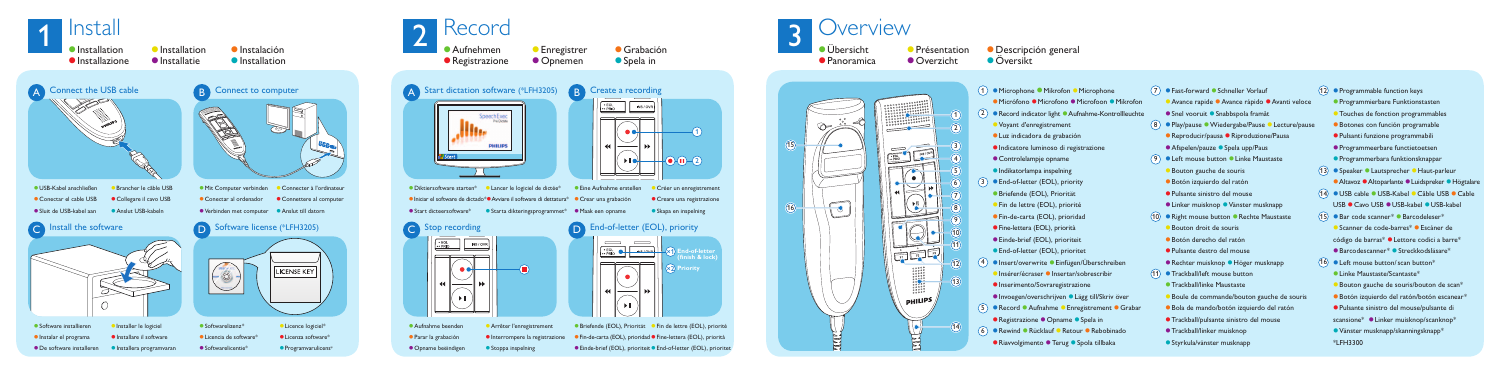# 1 Install

● Installation ● Installation ● Instalación
● Installazione ● Installatie ● Installation

## A Connect the USB cable

● USB-Kabel anschließen ● Brancher le câble USB
● Conectar el cable USB ● Collegare il cavo USB
● Sluit de USB-kabel aan ● Anslut USB-kabeln

## B Connect to computer

● Mit Computer verbinden ● Connecter à l'ordinateur
● Conectar al ordenador ● Connettere al computer
● Verbinden met computer ● Anslut till datorn

## C Install the software

● Software installieren ● Installer le logiciel
● Instalar el programa ● Installare il software
● De software installeren ● Installera programvaran

## D Software license (*LFH3205)

LICENSE KEY

● Softwarelizenz* ● Licence logiciel*
● Licencia de software* ● Licenza software*
● Softwarelicentie* ● Programvarulicens*

# 2 Record

● Aufnehmen ● Enregistrer ● Grabación
● Registrazione ● Opnemen ● Spela in

## A Start dictation software (*LFH3205)

SpeechExec
Pro Dictate
PHILIPS
Start

● Diktiersoftware starten* ● Lancer le logiciel de dictée*
● Iniciar el software de dictado* ● Avviare il software di dettatura* ● Crear una grabación
● Start dicteersoftware* ● Starta dikteringsprogrammet*

## B Create a recording

● Eine Aufnahme erstellen ● Créer un enregistrement
● Crear una grabación ● Creare una registrazione
● Maak een opname ● Skapa en inspelning

## C Stop recording

● Aufnahme beenden ● Arrêter l'enregistrement
● Parar la grabación ● Interrompere la registrazione
● Opname beëindigen ● Stoppa inspelning

## D End-of-letter (EOL), priority

1 End-of-letter (finish & lock)
2 Priority

● Briefende (EOL), Priorität ● Fin de lettre (EOL), priorité
● Fin-de-carta (EOL), prioridad ● Fine-lettera (EOL), priorità
● Einde-brief (EOL), prioriteit ● End-of-letter (EOL), prioritet

# 3 Overview

● Übersicht ● Présentation ● Descripción general
● Panoramica ● Overzicht ● Översikt

1. ● Microphone ● Mikrofon ● Microphone ● Micrófono ● Microfono ● Microfoon ● Mikrofon
2. ● Record indicator light ● Aufnahme-Kontrollleuchte ● Voyant d'enregistrement ● Luz indicadora de grabación ● Indicatore luminoso di registrazione ● Controlelampje opname ● Indikatorlampa inspelning
3. ● End-of-letter (EOL), priority ● Briefende (EOL), Priorität ● Fin de lettre (EOL), priorité ● Fin-de-carta (EOL), prioridad ● Fine-lettera (EOL), priorità ● Einde-brief (EOL), prioriteit ● End-of-letter (EOL), prioritet
4. ● Insert/overwrite ● Einfügen/Überschreiben ● Insérer/écraser ● Insertar/sobrescribir ● Inserimento/Sovrarregistrazione ● Invoegen/overschrijven ● Lägg till/Skriv över
5. ● Record ● Aufnahme ● Enregistrement ● Grabar ● Registrazione ● Opname ● Spela in
6. ● Rewind ● Rücklauf ● Retour ● Rebobinado ● Riavvolgimento ● Terug ● Spola tillbaka
7. ● Fast-forward ● Schneller Vorlauf ● Avance rapide ● Avance rápido ● Avanti veloce ● Snel vooruit ● Snabbspola framåt
8. ● Play/pause ● Wiedergabe/Pause ● Lecture/pause ● Reproducir/pausa ● Riproduzione/Pausa ● Afspelen/pauze ● Spela upp/Paus
9. ● Left mouse button ● Linke Maustaste ● Bouton gauche de souris ● Botón izquierdo del ratón ● Pulsante sinistro del mouse ● Linker muisknop ● Vänster musknapp
10. ● Right mouse button ● Rechte Maustaste ● Bouton droit de souris ● Botón derecho del ratón ● Pulsante destro del mouse ● Rechter muisknop ● Höger musknapp
11. ● Trackball/left mouse button ● Trackball/linke Maustaste ● Boule de commande/bouton gauche de souris ● Bola de mando/botón izquierdo del ratón ● Trackball/pulsante sinistro del mouse ● Trackball/linker muisknop ● Styrkula/vänster musknapp
12. ● Programmable function keys ● Programmierbare Funktionstasten ● Touches de fonction programmables ● Botones con función programable ● Pulsanti funzione programmabili ● Programmeerbare functietoetsen ● Programmerbara funktionsknappar
13. ● Speaker ● Lautsprecher ● Haut-parleur ● Altavoz ● Altoparlante ● Luidspreker ● Högtalare
14. ● USB cable ● USB-Kabel ● Câble USB ● Cable USB ● Cavo USB ● USB-kabel ● USB-kabel
15. ● Bar code scanner* ● Barcodeleser* ● Scanner de code-barres* ● Escáner de código de barras* ● Lettore codici a barre* ● Barcodescanner* ● Streckkodsläsare*
16. ● Left mouse button/ scan button* ● Linke Maustaste/Scantaste* ● Bouton gauche de souris/bouton de scan* ● Botón izquierdo del ratón/botón escanear* ● Pulsante sinistro del mouse/pulsante di scansione* ● Linker muisknop/scanknop* ● Vänster musknapp/skanningsknapp*

*LFH3300